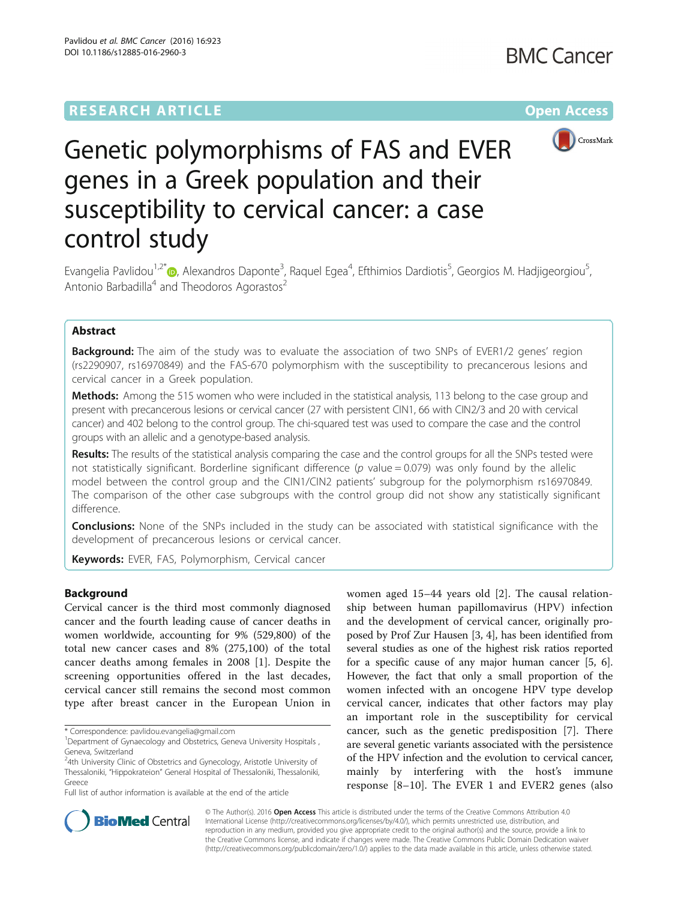# Genetic polymorphisms of FAS and EVER genes in a Greek population and their susceptibility to cervical cancer: a case control study

Evangelia Pavlidou[1,2*], Alexandros Daponte[3], Raquel Egea[4], Efthimios Dardiotis[5], Georgios M. Hadjigeorgiou[5], Antonio Barbadilla[4] and Theodoros Agorastos[2]

## Abstract

**Background:** The aim of the study was to evaluate the association of two SNPs of EVER1/2 genes' region (rs2290907, rs16970849) and the FAS-670 polymorphism with the susceptibility to precancerous lesions and cervical cancer in a Greek population.

**Methods:** Among the 515 women who were included in the statistical analysis, 113 belong to the case group and present with precancerous lesions or cervical cancer (27 with persistent CIN1, 66 with CIN2/3 and 20 with cervical cancer) and 402 belong to the control group. The chi-squared test was used to compare the case and the control groups with an allelic and a genotype-based analysis.

**Results:** The results of the statistical analysis comparing the case and the control groups for all the SNPs tested were not statistically significant. Borderline significant difference ($p$ value = 0.079) was only found by the allelic model between the control group and the CIN1/CIN2 patients' subgroup for the polymorphism rs16970849. The comparison of the other case subgroups with the control group did not show any statistically significant difference.

**Conclusions:** None of the SNPs included in the study can be associated with statistical significance with the development of precancerous lesions or cervical cancer.

**Keywords:** EVER, FAS, Polymorphism, Cervical cancer

## Background

Cervical cancer is the third most commonly diagnosed cancer and the fourth leading cause of cancer deaths in women worldwide, accounting for 9% (529,800) of the total new cancer cases and 8% (275,100) of the total cancer deaths among females in 2008 [1]. Despite the screening opportunities offered in the last decades, cervical cancer still remains the second most common type after breast cancer in the European Union in women aged 15–44 years old [2]. The causal relationship between human papillomavirus (HPV) infection and the development of cervical cancer, originally proposed by Prof Zur Hausen [3, 4], has been identified from several studies as one of the highest risk ratios reported for a specific cause of any major human cancer [5, 6]. However, the fact that only a small proportion of the women infected with an oncogene HPV type develop cervical cancer, indicates that other factors may play an important role in the susceptibility for cervical cancer, such as the genetic predisposition [7]. There are several genetic variants associated with the persistence of the HPV infection and the evolution to cervical cancer, mainly by interfering with the host's immune response [8–10]. The EVER 1 and EVER2 genes (also

\* Correspondence: pavlidou.evangelia@gmail.com
[1]Department of Gynaecology and Obstetrics, Geneva University Hospitals, Geneva, Switzerland
[2]4th University Clinic of Obstetrics and Gynecology, Aristotle University of Thessaloniki, "Hippokrateion" General Hospital of Thessaloniki, Thessaloniki, Greece
Full list of author information is available at the end of the article

© The Author(s). 2016 **Open Access** This article is distributed under the terms of the Creative Commons Attribution 4.0 International License (http://creativecommons.org/licenses/by/4.0/), which permits unrestricted use, distribution, and reproduction in any medium, provided you give appropriate credit to the original author(s) and the source, provide a link to the Creative Commons license, and indicate if changes were made. The Creative Commons Public Domain Dedication waiver (http://creativecommons.org/publicdomain/zero/1.0/) applies to the data made available in this article, unless otherwise stated.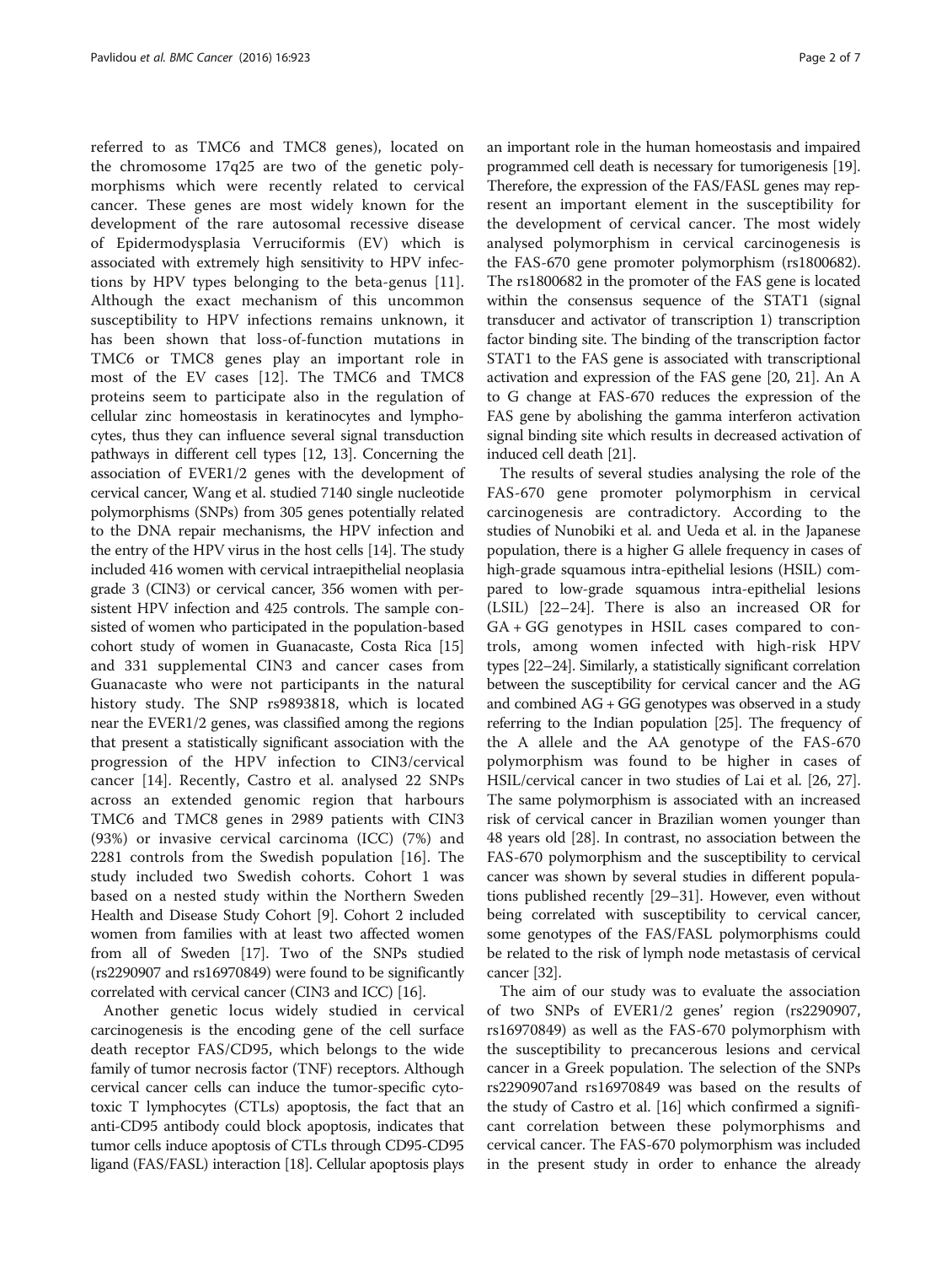referred to as TMC6 and TMC8 genes), located on the chromosome 17q25 are two of the genetic polymorphisms which were recently related to cervical cancer. These genes are most widely known for the development of the rare autosomal recessive disease of Epidermodysplasia Verruciformis (EV) which is associated with extremely high sensitivity to HPV infections by HPV types belonging to the beta-genus [11]. Although the exact mechanism of this uncommon susceptibility to HPV infections remains unknown, it has been shown that loss-of-function mutations in TMC6 or TMC8 genes play an important role in most of the EV cases [12]. The TMC6 and TMC8 proteins seem to participate also in the regulation of cellular zinc homeostasis in keratinocytes and lymphocytes, thus they can influence several signal transduction pathways in different cell types [12, 13]. Concerning the association of EVER1/2 genes with the development of cervical cancer, Wang et al. studied 7140 single nucleotide polymorphisms (SNPs) from 305 genes potentially related to the DNA repair mechanisms, the HPV infection and the entry of the HPV virus in the host cells [14]. The study included 416 women with cervical intraepithelial neoplasia grade 3 (CIN3) or cervical cancer, 356 women with persistent HPV infection and 425 controls. The sample consisted of women who participated in the population-based cohort study of women in Guanacaste, Costa Rica [15] and 331 supplemental CIN3 and cancer cases from Guanacaste who were not participants in the natural history study. The SNP rs9893818, which is located near the EVER1/2 genes, was classified among the regions that present a statistically significant association with the progression of the HPV infection to CIN3/cervical cancer [14]. Recently, Castro et al. analysed 22 SNPs across an extended genomic region that harbours TMC6 and TMC8 genes in 2989 patients with CIN3 (93%) or invasive cervical carcinoma (ICC) (7%) and 2281 controls from the Swedish population [16]. The study included two Swedish cohorts. Cohort 1 was based on a nested study within the Northern Sweden Health and Disease Study Cohort [9]. Cohort 2 included women from families with at least two affected women from all of Sweden [17]. Two of the SNPs studied (rs2290907 and rs16970849) were found to be significantly correlated with cervical cancer (CIN3 and ICC) [16].

Another genetic locus widely studied in cervical carcinogenesis is the encoding gene of the cell surface death receptor FAS/CD95, which belongs to the wide family of tumor necrosis factor (TNF) receptors. Although cervical cancer cells can induce the tumor-specific cytotoxic T lymphocytes (CTLs) apoptosis, the fact that an anti-CD95 antibody could block apoptosis, indicates that tumor cells induce apoptosis of CTLs through CD95-CD95 ligand (FAS/FASL) interaction [18]. Cellular apoptosis plays an important role in the human homeostasis and impaired programmed cell death is necessary for tumorigenesis [19]. Therefore, the expression of the FAS/FASL genes may represent an important element in the susceptibility for the development of cervical cancer. The most widely analysed polymorphism in cervical carcinogenesis is the FAS-670 gene promoter polymorphism (rs1800682). The rs1800682 in the promoter of the FAS gene is located within the consensus sequence of the STAT1 (signal transducer and activator of transcription 1) transcription factor binding site. The binding of the transcription factor STAT1 to the FAS gene is associated with transcriptional activation and expression of the FAS gene [20, 21]. An A to G change at FAS-670 reduces the expression of the FAS gene by abolishing the gamma interferon activation signal binding site which results in decreased activation of induced cell death [21].

The results of several studies analysing the role of the FAS-670 gene promoter polymorphism in cervical carcinogenesis are contradictory. According to the studies of Nunobiki et al. and Ueda et al. in the Japanese population, there is a higher G allele frequency in cases of high-grade squamous intra-epithelial lesions (HSIL) compared to low-grade squamous intra-epithelial lesions (LSIL) [22–24]. There is also an increased OR for GA + GG genotypes in HSIL cases compared to controls, among women infected with high-risk HPV types [22–24]. Similarly, a statistically significant correlation between the susceptibility for cervical cancer and the AG and combined AG + GG genotypes was observed in a study referring to the Indian population [25]. The frequency of the A allele and the AA genotype of the FAS-670 polymorphism was found to be higher in cases of HSIL/cervical cancer in two studies of Lai et al. [26, 27]. The same polymorphism is associated with an increased risk of cervical cancer in Brazilian women younger than 48 years old [28]. In contrast, no association between the FAS-670 polymorphism and the susceptibility to cervical cancer was shown by several studies in different populations published recently [29–31]. However, even without being correlated with susceptibility to cervical cancer, some genotypes of the FAS/FASL polymorphisms could be related to the risk of lymph node metastasis of cervical cancer [32].

The aim of our study was to evaluate the association of two SNPs of EVER1/2 genes' region (rs2290907, rs16970849) as well as the FAS-670 polymorphism with the susceptibility to precancerous lesions and cervical cancer in a Greek population. The selection of the SNPs rs2290907and rs16970849 was based on the results of the study of Castro et al. [16] which confirmed a significant correlation between these polymorphisms and cervical cancer. The FAS-670 polymorphism was included in the present study in order to enhance the already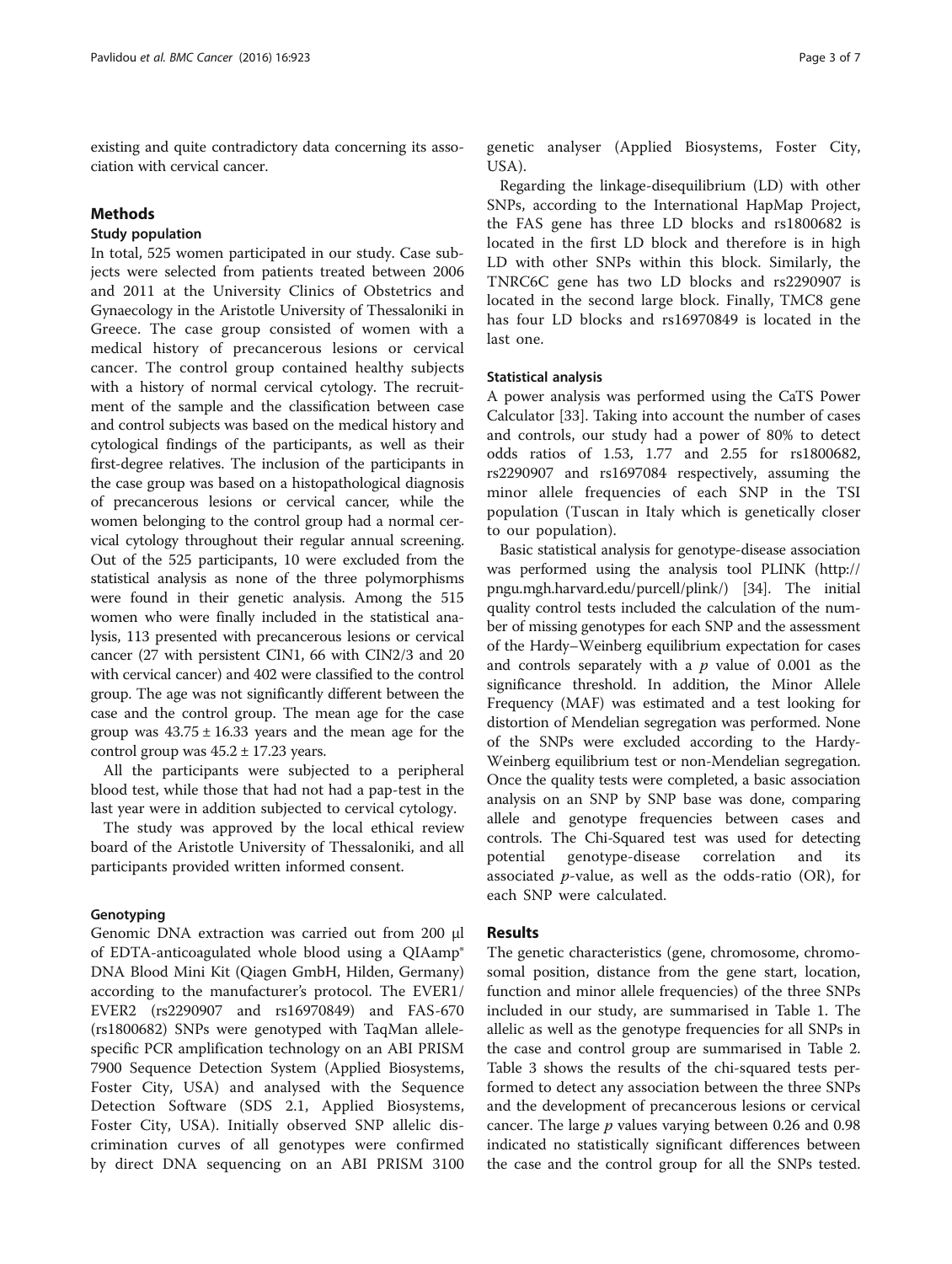existing and quite contradictory data concerning its association with cervical cancer.

## Methods

### Study population

In total, 525 women participated in our study. Case subjects were selected from patients treated between 2006 and 2011 at the University Clinics of Obstetrics and Gynaecology in the Aristotle University of Thessaloniki in Greece. The case group consisted of women with a medical history of precancerous lesions or cervical cancer. The control group contained healthy subjects with a history of normal cervical cytology. The recruitment of the sample and the classification between case and control subjects was based on the medical history and cytological findings of the participants, as well as their first-degree relatives. The inclusion of the participants in the case group was based on a histopathological diagnosis of precancerous lesions or cervical cancer, while the women belonging to the control group had a normal cervical cytology throughout their regular annual screening. Out of the 525 participants, 10 were excluded from the statistical analysis as none of the three polymorphisms were found in their genetic analysis. Among the 515 women who were finally included in the statistical analysis, 113 presented with precancerous lesions or cervical cancer (27 with persistent CIN1, 66 with CIN2/3 and 20 with cervical cancer) and 402 were classified to the control group. The age was not significantly different between the case and the control group. The mean age for the case group was $43.75 \pm 16.33$ years and the mean age for the control group was $45.2 \pm 17.23$ years.

All the participants were subjected to a peripheral blood test, while those that had not had a pap-test in the last year were in addition subjected to cervical cytology.

The study was approved by the local ethical review board of the Aristotle University of Thessaloniki, and all participants provided written informed consent.

### Genotyping

Genomic DNA extraction was carried out from 200 μl of EDTA-anticoagulated whole blood using a QIAamp® DNA Blood Mini Kit (Qiagen GmbH, Hilden, Germany) according to the manufacturer's protocol. The EVER1/EVER2 (rs2290907 and rs16970849) and FAS-670 (rs1800682) SNPs were genotyped with TaqMan allele-specific PCR amplification technology on an ABI PRISM 7900 Sequence Detection System (Applied Biosystems, Foster City, USA) and analysed with the Sequence Detection Software (SDS 2.1, Applied Biosystems, Foster City, USA). Initially observed SNP allelic discrimination curves of all genotypes were confirmed by direct DNA sequencing on an ABI PRISM 3100 genetic analyser (Applied Biosystems, Foster City, USA).

Regarding the linkage-disequilibrium (LD) with other SNPs, according to the International HapMap Project, the FAS gene has three LD blocks and rs1800682 is located in the first LD block and therefore is in high LD with other SNPs within this block. Similarly, the TNRC6C gene has two LD blocks and rs2290907 is located in the second large block. Finally, TMC8 gene has four LD blocks and rs16970849 is located in the last one.

### Statistical analysis

A power analysis was performed using the CaTS Power Calculator [33]. Taking into account the number of cases and controls, our study had a power of 80% to detect odds ratios of 1.53, 1.77 and 2.55 for rs1800682, rs2290907 and rs1697084 respectively, assuming the minor allele frequencies of each SNP in the TSI population (Tuscan in Italy which is genetically closer to our population).

Basic statistical analysis for genotype-disease association was performed using the analysis tool PLINK (http://pngu.mgh.harvard.edu/purcell/plink/) [34]. The initial quality control tests included the calculation of the number of missing genotypes for each SNP and the assessment of the Hardy–Weinberg equilibrium expectation for cases and controls separately with a $p$ value of 0.001 as the significance threshold. In addition, the Minor Allele Frequency (MAF) was estimated and a test looking for distortion of Mendelian segregation was performed. None of the SNPs were excluded according to the Hardy-Weinberg equilibrium test or non-Mendelian segregation. Once the quality tests were completed, a basic association analysis on an SNP by SNP base was done, comparing allele and genotype frequencies between cases and controls. The Chi-Squared test was used for detecting potential genotype-disease correlation and its associated $p$-value, as well as the odds-ratio (OR), for each SNP were calculated.

## Results

The genetic characteristics (gene, chromosome, chromosomal position, distance from the gene start, location, function and minor allele frequencies) of the three SNPs included in our study, are summarised in Table 1. The allelic as well as the genotype frequencies for all SNPs in the case and control group are summarised in Table 2. Table 3 shows the results of the chi-squared tests performed to detect any association between the three SNPs and the development of precancerous lesions or cervical cancer. The large $p$ values varying between 0.26 and 0.98 indicated no statistically significant differences between the case and the control group for all the SNPs tested.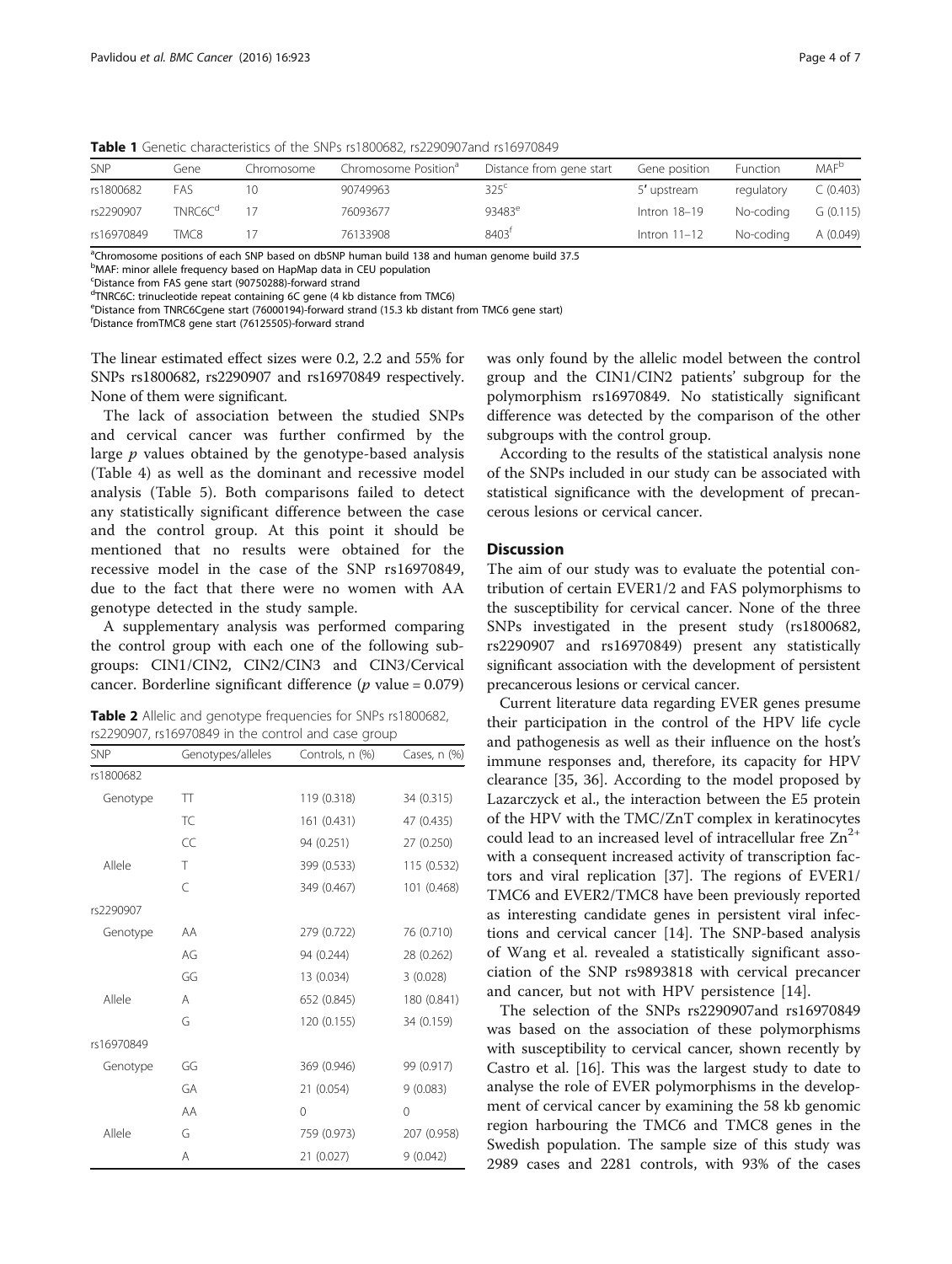**Table 1** Genetic characteristics of the SNPs rs1800682, rs2290907and rs16970849

| SNP | Gene | Chromosome | Chromosome Position[a] | Distance from gene start | Gene position | Function | MAF[b] |
|---|---|---|---|---|---|---|---|
| rs1800682 | FAS | 10 | 90749963 | 325[c] | 5′ upstream | regulatory | C (0.403) |
| rs2290907 | TNRC6C[d] | 17 | 76093677 | 93483[e] | Intron 18–19 | No-coding | G (0.115) |
| rs16970849 | TMC8 | 17 | 76133908 | 8403[f] | Intron 11–12 | No-coding | A (0.049) |

[a]Chromosome positions of each SNP based on dbSNP human build 138 and human genome build 37.5
[b]MAF: minor allele frequency based on HapMap data in CEU population
[c]Distance from FAS gene start (90750288)-forward strand
[d]TNRC6C: trinucleotide repeat containing 6C gene (4 kb distance from TMC6)
[e]Distance from TNRC6Cgene start (76000194)-forward strand (15.3 kb distant from TMC6 gene start)
[f]Distance fromTMC8 gene start (76125505)-forward strand

The linear estimated effect sizes were 0.2, 2.2 and 55% for SNPs rs1800682, rs2290907 and rs16970849 respectively. None of them were significant.

The lack of association between the studied SNPs and cervical cancer was further confirmed by the large *p* values obtained by the genotype-based analysis (Table 4) as well as the dominant and recessive model analysis (Table 5). Both comparisons failed to detect any statistically significant difference between the case and the control group. At this point it should be mentioned that no results were obtained for the recessive model in the case of the SNP rs16970849, due to the fact that there were no women with AA genotype detected in the study sample.

A supplementary analysis was performed comparing the control group with each one of the following subgroups: CIN1/CIN2, CIN2/CIN3 and CIN3/Cervical cancer. Borderline significant difference ($p$ value = 0.079) was only found by the allelic model between the control group and the CIN1/CIN2 patients' subgroup for the polymorphism rs16970849. No statistically significant difference was detected by the comparison of the other subgroups with the control group.

According to the results of the statistical analysis none of the SNPs included in our study can be associated with statistical significance with the development of precancerous lesions or cervical cancer.

**Table 2** Allelic and genotype frequencies for SNPs rs1800682, rs2290907, rs16970849 in the control and case group

| SNP | Genotypes/alleles | Controls, n (%) | Cases, n (%) |
|---|---|---|---|
| rs1800682 | | | |
| Genotype | TT | 119 (0.318) | 34 (0.315) |
| | TC | 161 (0.431) | 47 (0.435) |
| | CC | 94 (0.251) | 27 (0.250) |
| Allele | T | 399 (0.533) | 115 (0.532) |
| | C | 349 (0.467) | 101 (0.468) |
| rs2290907 | | | |
| Genotype | AA | 279 (0.722) | 76 (0.710) |
| | AG | 94 (0.244) | 28 (0.262) |
| | GG | 13 (0.034) | 3 (0.028) |
| Allele | A | 652 (0.845) | 180 (0.841) |
| | G | 120 (0.155) | 34 (0.159) |
| rs16970849 | | | |
| Genotype | GG | 369 (0.946) | 99 (0.917) |
| | GA | 21 (0.054) | 9 (0.083) |
| | AA | 0 | 0 |
| Allele | G | 759 (0.973) | 207 (0.958) |
| | A | 21 (0.027) | 9 (0.042) |

## Discussion

The aim of our study was to evaluate the potential contribution of certain EVER1/2 and FAS polymorphisms to the susceptibility for cervical cancer. None of the three SNPs investigated in the present study (rs1800682, rs2290907 and rs16970849) present any statistically significant association with the development of persistent precancerous lesions or cervical cancer.

Current literature data regarding EVER genes presume their participation in the control of the HPV life cycle and pathogenesis as well as their influence on the host's immune responses and, therefore, its capacity for HPV clearance [35, 36]. According to the model proposed by Lazarczyck et al., the interaction between the E5 protein of the HPV with the TMC/ZnT complex in keratinocytes could lead to an increased level of intracellular free $Zn^{2+}$ with a consequent increased activity of transcription factors and viral replication [37]. The regions of EVER1/TMC6 and EVER2/TMC8 have been previously reported as interesting candidate genes in persistent viral infections and cervical cancer [14]. The SNP-based analysis of Wang et al. revealed a statistically significant association of the SNP rs9893818 with cervical precancer and cancer, but not with HPV persistence [14].

The selection of the SNPs rs2290907and rs16970849 was based on the association of these polymorphisms with susceptibility to cervical cancer, shown recently by Castro et al. [16]. This was the largest study to date to analyse the role of EVER polymorphisms in the development of cervical cancer by examining the 58 kb genomic region harbouring the TMC6 and TMC8 genes in the Swedish population. The sample size of this study was 2989 cases and 2281 controls, with 93% of the cases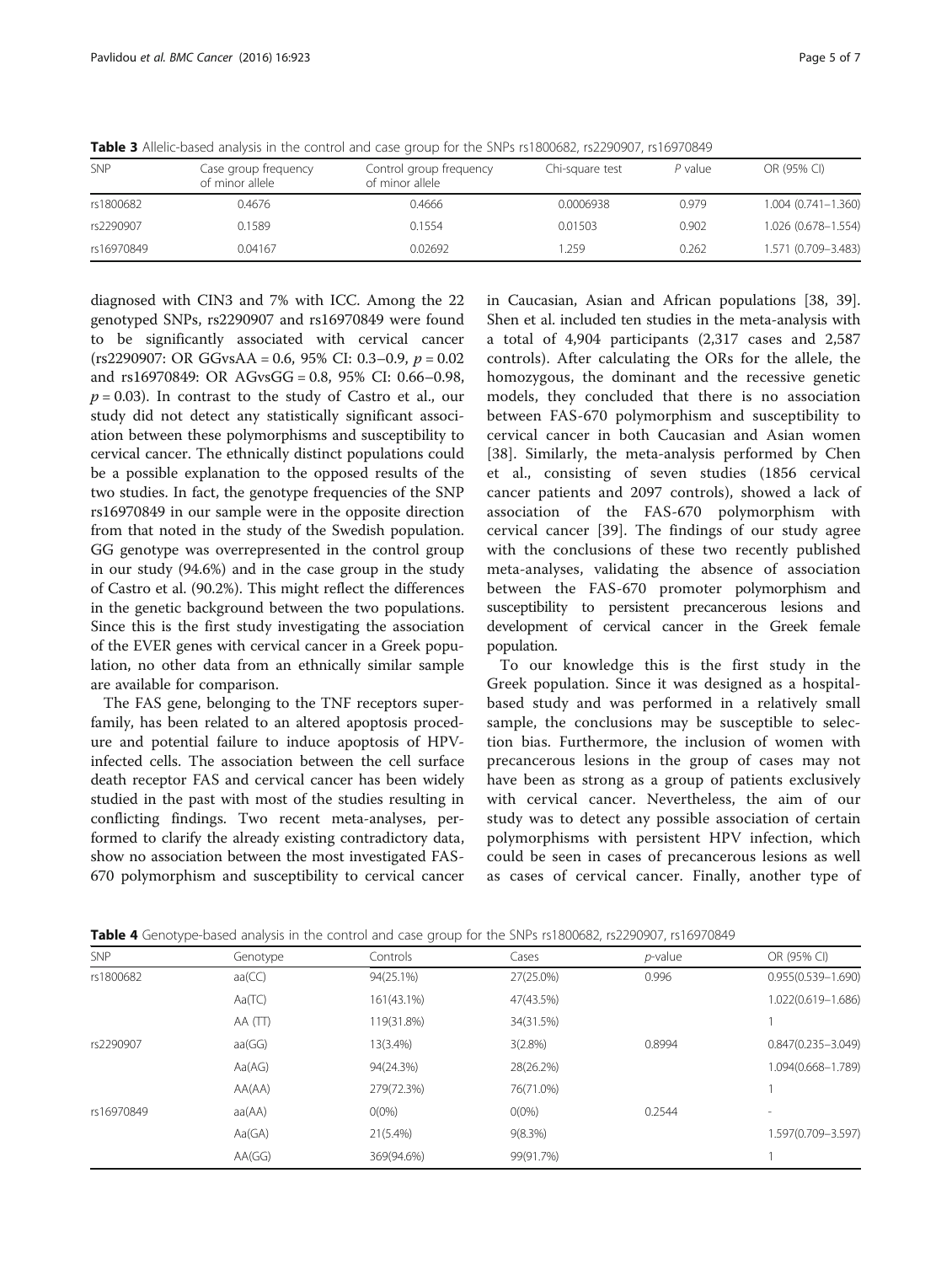**Table 3** Allelic-based analysis in the control and case group for the SNPs rs1800682, rs2290907, rs16970849

| SNP | Case group frequency of minor allele | Control group frequency of minor allele | Chi-square test | *P* value | OR (95% CI) |
|---|---|---|---|---|---|
| rs1800682 | 0.4676 | 0.4666 | 0.0006938 | 0.979 | 1.004 (0.741–1.360) |
| rs2290907 | 0.1589 | 0.1554 | 0.01503 | 0.902 | 1.026 (0.678–1.554) |
| rs16970849 | 0.04167 | 0.02692 | 1.259 | 0.262 | 1.571 (0.709–3.483) |

diagnosed with CIN3 and 7% with ICC. Among the 22 genotyped SNPs, rs2290907 and rs16970849 were found to be significantly associated with cervical cancer (rs2290907: OR GGvsAA = 0.6, 95% CI: 0.3–0.9, $p = 0.02$ and rs16970849: OR AGvsGG = 0.8, 95% CI: 0.66–0.98, $p = 0.03$). In contrast to the study of Castro et al., our study did not detect any statistically significant association between these polymorphisms and susceptibility to cervical cancer. The ethnically distinct populations could be a possible explanation to the opposed results of the two studies. In fact, the genotype frequencies of the SNP rs16970849 in our sample were in the opposite direction from that noted in the study of the Swedish population. GG genotype was overrepresented in the control group in our study (94.6%) and in the case group in the study of Castro et al. (90.2%). This might reflect the differences in the genetic background between the two populations. Since this is the first study investigating the association of the EVER genes with cervical cancer in a Greek population, no other data from an ethnically similar sample are available for comparison.

The FAS gene, belonging to the TNF receptors superfamily, has been related to an altered apoptosis procedure and potential failure to induce apoptosis of HPV-infected cells. The association between the cell surface death receptor FAS and cervical cancer has been widely studied in the past with most of the studies resulting in conflicting findings. Two recent meta-analyses, performed to clarify the already existing contradictory data, show no association between the most investigated FAS-670 polymorphism and susceptibility to cervical cancer in Caucasian, Asian and African populations [38, 39]. Shen et al. included ten studies in the meta-analysis with a total of 4,904 participants (2,317 cases and 2,587 controls). After calculating the ORs for the allele, the homozygous, the dominant and the recessive genetic models, they concluded that there is no association between FAS-670 polymorphism and susceptibility to cervical cancer in both Caucasian and Asian women [38]. Similarly, the meta-analysis performed by Chen et al., consisting of seven studies (1856 cervical cancer patients and 2097 controls), showed a lack of association of the FAS-670 polymorphism with cervical cancer [39]. The findings of our study agree with the conclusions of these two recently published meta-analyses, validating the absence of association between the FAS-670 promoter polymorphism and susceptibility to persistent precancerous lesions and development of cervical cancer in the Greek female population.

To our knowledge this is the first study in the Greek population. Since it was designed as a hospital-based study and was performed in a relatively small sample, the conclusions may be susceptible to selection bias. Furthermore, the inclusion of women with precancerous lesions in the group of cases may not have been as strong as a group of patients exclusively with cervical cancer. Nevertheless, the aim of our study was to detect any possible association of certain polymorphisms with persistent HPV infection, which could be seen in cases of precancerous lesions as well as cases of cervical cancer. Finally, another type of

**Table 4** Genotype-based analysis in the control and case group for the SNPs rs1800682, rs2290907, rs16970849

| SNP | Genotype | Controls | Cases | *p*-value | OR (95% CI) |
|---|---|---|---|---|---|
| rs1800682 | aa(CC) | 94(25.1%) | 27(25.0%) | 0.996 | 0.955(0.539–1.690) |
| | Aa(TC) | 161(43.1%) | 47(43.5%) | | 1.022(0.619–1.686) |
| | AA (TT) | 119(31.8%) | 34(31.5%) | | 1 |
| rs2290907 | aa(GG) | 13(3.4%) | 3(2.8%) | 0.8994 | 0.847(0.235–3.049) |
| | Aa(AG) | 94(24.3%) | 28(26.2%) | | 1.094(0.668–1.789) |
| | AA(AA) | 279(72.3%) | 76(71.0%) | | 1 |
| rs16970849 | aa(AA) | 0(0%) | 0(0%) | 0.2544 | - |
| | Aa(GA) | 21(5.4%) | 9(8.3%) | | 1.597(0.709–3.597) |
| | AA(GG) | 369(94.6%) | 99(91.7%) | | 1 |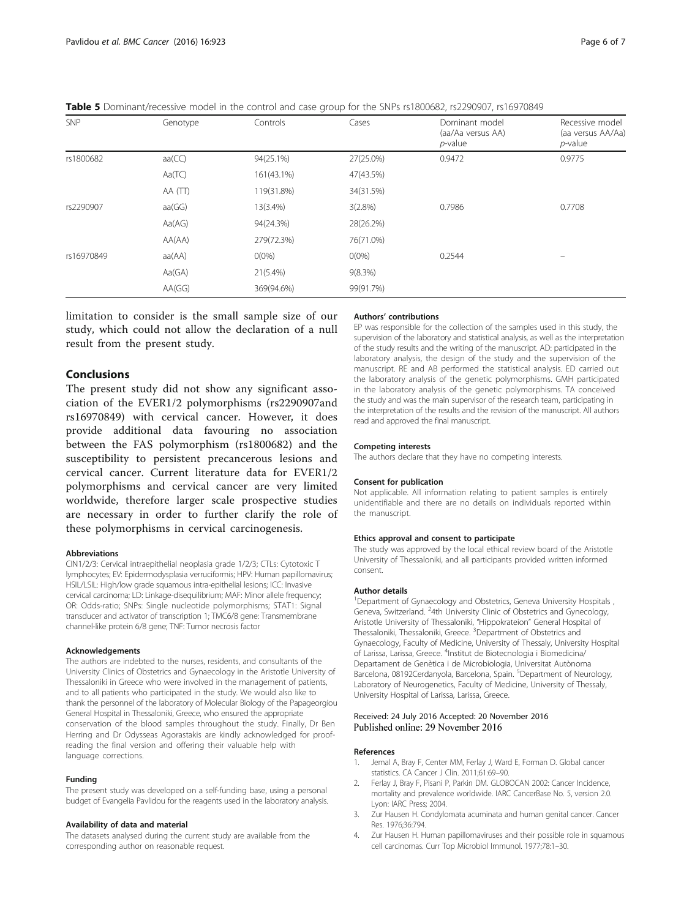**Table 5** Dominant/recessive model in the control and case group for the SNPs rs1800682, rs2290907, rs16970849

| SNP | Genotype | Controls | Cases | Dominant model (aa/Aa versus AA) *p*-value | Recessive model (aa versus AA/Aa) *p*-value |
|---|---|---|---|---|---|
| rs1800682 | aa(CC) | 94(25.1%) | 27(25.0%) | 0.9472 | 0.9775 |
| | Aa(TC) | 161(43.1%) | 47(43.5%) | | |
| | AA (TT) | 119(31.8%) | 34(31.5%) | | |
| rs2290907 | aa(GG) | 13(3.4%) | 3(2.8%) | 0.7986 | 0.7708 |
| | Aa(AG) | 94(24.3%) | 28(26.2%) | | |
| | AA(AA) | 279(72.3%) | 76(71.0%) | | |
| rs16970849 | aa(AA) | 0(0%) | 0(0%) | 0.2544 | – |
| | Aa(GA) | 21(5.4%) | 9(8.3%) | | |
| | AA(GG) | 369(94.6%) | 99(91.7%) | | |

limitation to consider is the small sample size of our study, which could not allow the declaration of a null result from the present study.

## Conclusions

The present study did not show any significant association of the EVER1/2 polymorphisms (rs2290907and rs16970849) with cervical cancer. However, it does provide additional data favouring no association between the FAS polymorphism (rs1800682) and the susceptibility to persistent precancerous lesions and cervical cancer. Current literature data for EVER1/2 polymorphisms and cervical cancer are very limited worldwide, therefore larger scale prospective studies are necessary in order to further clarify the role of these polymorphisms in cervical carcinogenesis.

#### Abbreviations

CIN1/2/3: Cervical intraepithelial neoplasia grade 1/2/3; CTLs: Cytotoxic T lymphocytes; EV: Epidermodysplasia verruciformis; HPV: Human papillomavirus; HSIL/LSIL: High/low grade squamous intra-epithelial lesions; ICC: Invasive cervical carcinoma; LD: Linkage-disequilibrium; MAF: Minor allele frequency; OR: Odds-ratio; SNPs: Single nucleotide polymorphisms; STAT1: Signal transducer and activator of transcription 1; TMC6/8 gene: Transmembrane channel-like protein 6/8 gene; TNF: Tumor necrosis factor

#### Acknowledgements

The authors are indebted to the nurses, residents, and consultants of the University Clinics of Obstetrics and Gynaecology in the Aristotle University of Thessaloniki in Greece who were involved in the management of patients, and to all patients who participated in the study. We would also like to thank the personnel of the laboratory of Molecular Biology of the Papageorgiou General Hospital in Thessaloniki, Greece, who ensured the appropriate conservation of the blood samples throughout the study. Finally, Dr Ben Herring and Dr Odysseas Agorastakis are kindly acknowledged for proof-reading the final version and offering their valuable help with language corrections.

#### Funding

The present study was developed on a self-funding base, using a personal budget of Evangelia Pavlidou for the reagents used in the laboratory analysis.

#### Availability of data and material

The datasets analysed during the current study are available from the corresponding author on reasonable request.

#### Authors' contributions

EP was responsible for the collection of the samples used in this study, the supervision of the laboratory and statistical analysis, as well as the interpretation of the study results and the writing of the manuscript. AD: participated in the laboratory analysis, the design of the study and the supervision of the manuscript. RE and AB performed the statistical analysis. ED carried out the laboratory analysis of the genetic polymorphisms. GMH participated in the laboratory analysis of the genetic polymorphisms. TA conceived the study and was the main supervisor of the research team, participating in the interpretation of the results and the revision of the manuscript. All authors read and approved the final manuscript.

#### Competing interests

The authors declare that they have no competing interests.

#### Consent for publication

Not applicable. All information relating to patient samples is entirely unidentifiable and there are no details on individuals reported within the manuscript.

#### Ethics approval and consent to participate

The study was approved by the local ethical review board of the Aristotle University of Thessaloniki, and all participants provided written informed consent.

#### Author details

[1]Department of Gynaecology and Obstetrics, Geneva University Hospitals , Geneva, Switzerland. [2]4th University Clinic of Obstetrics and Gynecology, Aristotle University of Thessaloniki, "Hippokrateion" General Hospital of Thessaloniki, Thessaloniki, Greece. [3]Department of Obstetrics and Gynaecology, Faculty of Medicine, University of Thessaly, University Hospital of Larissa, Larissa, Greece. [4]Institut de Biotecnologia i Biomedicina/ Departament de Genètica i de Microbiologia, Universitat Autònoma Barcelona, 08192Cerdanyola, Barcelona, Spain. [5]Department of Neurology, Laboratory of Neurogenetics, Faculty of Medicine, University of Thessaly, University Hospital of Larissa, Larissa, Greece.

Received: 24 July 2016 Accepted: 20 November 2016
Published online: 29 November 2016

#### References

1. Jemal A, Bray F, Center MM, Ferlay J, Ward E, Forman D. Global cancer statistics. CA Cancer J Clin. 2011;61:69–90.
2. Ferlay J, Bray F, Pisani P, Parkin DM. GLOBOCAN 2002: Cancer Incidence, mortality and prevalence worldwide. IARC CancerBase No. 5, version 2.0. Lyon: IARC Press; 2004.
3. Zur Hausen H. Condylomata acuminata and human genital cancer. Cancer Res. 1976;36:794.
4. Zur Hausen H. Human papillomaviruses and their possible role in squamous cell carcinomas. Curr Top Microbiol Immunol. 1977;78:1–30.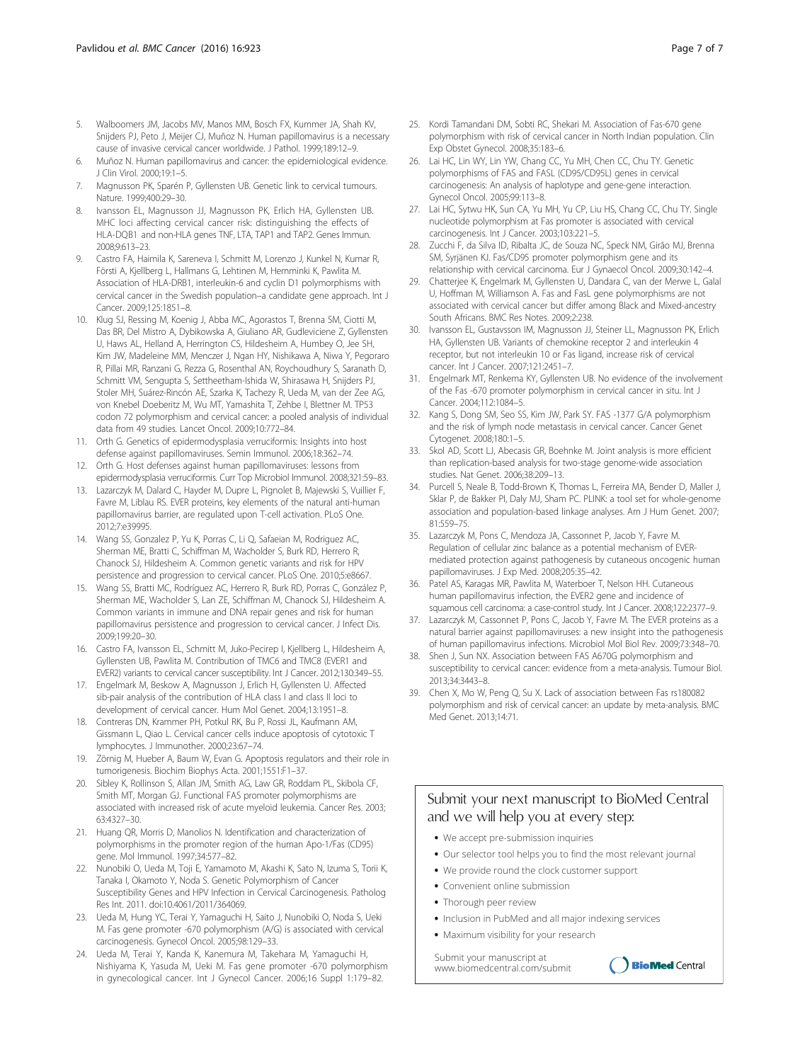5. Walboomers JM, Jacobs MV, Manos MM, Bosch FX, Kummer JA, Shah KV, Snijders PJ, Peto J, Meijer CJ, Muñoz N. Human papillomavirus is a necessary cause of invasive cervical cancer worldwide. J Pathol. 1999;189:12–9.
6. Muñoz N. Human papillomavirus and cancer: the epidemiological evidence. J Clin Virol. 2000;19:1–5.
7. Magnusson PK, Sparén P, Gyllensten UB. Genetic link to cervical tumours. Nature. 1999;400:29–30.
8. Ivansson EL, Magnusson JJ, Magnusson PK, Erlich HA, Gyllensten UB. MHC loci affecting cervical cancer risk: distinguishing the effects of HLA-DQB1 and non-HLA genes TNF, LTA, TAP1 and TAP2. Genes Immun. 2008;9:613–23.
9. Castro FA, Haimila K, Sareneva I, Schmitt M, Lorenzo J, Kunkel N, Kumar R, Försti A, Kjellberg L, Hallmans G, Lehtinen M, Hemminki K, Pawlita M. Association of HLA-DRB1, interleukin-6 and cyclin D1 polymorphisms with cervical cancer in the Swedish population–a candidate gene approach. Int J Cancer. 2009;125:1851–8.
10. Klug SJ, Ressing M, Koenig J, Abba MC, Agorastos T, Brenna SM, Ciotti M, Das BR, Del Mistro A, Dybikowska A, Giuliano AR, Gudleviciene Z, Gyllensten U, Haws AL, Helland A, Herrington CS, Hildesheim A, Humbey O, Jee SH, Kim JW, Madeleine MM, Menczer J, Ngan HY, Nishikawa A, Niwa Y, Pegoraro R, Pillai MR, Ranzani G, Rezza G, Rosenthal AN, Roychoudhury S, Saranath D, Schmitt VM, Sengupta S, Settheetham-Ishida W, Shirasawa H, Snijders PJ, Stoler MH, Suárez-Rincón AE, Szarka K, Tachezy R, Ueda M, van der Zee AG, von Knebel Doeberitz M, Wu MT, Yamashita T, Zehbe I, Blettner M. TP53 codon 72 polymorphism and cervical cancer: a pooled analysis of individual data from 49 studies. Lancet Oncol. 2009;10:772–84.
11. Orth G. Genetics of epidermodysplasia verruciformis: Insights into host defense against papillomaviruses. Semin Immunol. 2006;18:362–74.
12. Orth G. Host defenses against human papillomaviruses: lessons from epidermodysplasia verruciformis. Curr Top Microbiol Immunol. 2008;321:59–83.
13. Lazarczyk M, Dalard C, Hayder M, Dupre L, Pignolet B, Majewski S, Vuillier F, Favre M, Liblau RS. EVER proteins, key elements of the natural anti-human papillomavirus barrier, are regulated upon T-cell activation. PLoS One. 2012;7:e39995.
14. Wang SS, Gonzalez P, Yu K, Porras C, Li Q, Safaeian M, Rodriguez AC, Sherman ME, Bratti C, Schiffman M, Wacholder S, Burk RD, Herrero R, Chanock SJ, Hildesheim A. Common genetic variants and risk for HPV persistence and progression to cervical cancer. PLoS One. 2010;5:e8667.
15. Wang SS, Bratti MC, Rodríguez AC, Herrero R, Burk RD, Porras C, González P, Sherman ME, Wacholder S, Lan ZE, Schiffman M, Chanock SJ, Hildesheim A. Common variants in immune and DNA repair genes and risk for human papillomavirus persistence and progression to cervical cancer. J Infect Dis. 2009;199:20–30.
16. Castro FA, Ivansson EL, Schmitt M, Juko-Pecirep I, Kjellberg L, Hildesheim A, Gyllensten UB, Pawlita M. Contribution of TMC6 and TMC8 (EVER1 and EVER2) variants to cervical cancer susceptibility. Int J Cancer. 2012;130:349–55.
17. Engelmark M, Beskow A, Magnusson J, Erlich H, Gyllensten U. Affected sib-pair analysis of the contribution of HLA class I and class II loci to development of cervical cancer. Hum Mol Genet. 2004;13:1951–8.
18. Contreras DN, Krammer PH, Potkul RK, Bu P, Rossi JL, Kaufmann AM, Gissmann L, Qiao L. Cervical cancer cells induce apoptosis of cytotoxic T lymphocytes. J Immunother. 2000;23:67–74.
19. Zörnig M, Hueber A, Baum W, Evan G. Apoptosis regulators and their role in tumorigenesis. Biochim Biophys Acta. 2001;1551:F1–37.
20. Sibley K, Rollinson S, Allan JM, Smith AG, Law GR, Roddam PL, Skibola CF, Smith MT, Morgan GJ. Functional FAS promoter polymorphisms are associated with increased risk of acute myeloid leukemia. Cancer Res. 2003; 63:4327–30.
21. Huang QR, Morris D, Manolios N. Identification and characterization of polymorphisms in the promoter region of the human Apo-1/Fas (CD95) gene. Mol Immunol. 1997;34:577–82.
22. Nunobiki O, Ueda M, Toji E, Yamamoto M, Akashi K, Sato N, Izuma S, Torii K, Tanaka I, Okamoto Y, Noda S. Genetic Polymorphism of Cancer Susceptibility Genes and HPV Infection in Cervical Carcinogenesis. Patholog Res Int. 2011. doi:10.4061/2011/364069.
23. Ueda M, Hung YC, Terai Y, Yamaguchi H, Saito J, Nunobiki O, Noda S, Ueki M. Fas gene promoter -670 polymorphism (A/G) is associated with cervical carcinogenesis. Gynecol Oncol. 2005;98:129–33.
24. Ueda M, Terai Y, Kanda K, Kanemura M, Takehara M, Yamaguchi H, Nishiyama K, Yasuda M, Ueki M. Fas gene promoter -670 polymorphism in gynecological cancer. Int J Gynecol Cancer. 2006;16 Suppl 1:179–82.
25. Kordi Tamandani DM, Sobti RC, Shekari M. Association of Fas-670 gene polymorphism with risk of cervical cancer in North Indian population. Clin Exp Obstet Gynecol. 2008;35:183–6.
26. Lai HC, Lin WY, Lin YW, Chang CC, Yu MH, Chen CC, Chu TY. Genetic polymorphisms of FAS and FASL (CD95/CD95L) genes in cervical carcinogenesis: An analysis of haplotype and gene-gene interaction. Gynecol Oncol. 2005;99:113–8.
27. Lai HC, Sytwu HK, Sun CA, Yu MH, Yu CP, Liu HS, Chang CC, Chu TY. Single nucleotide polymorphism at Fas promoter is associated with cervical carcinogenesis. Int J Cancer. 2003;103:221–5.
28. Zucchi F, da Silva ID, Ribalta JC, de Souza NC, Speck NM, Girão MJ, Brenna SM, Syrjänen KJ. Fas/CD95 promoter polymorphism gene and its relationship with cervical carcinoma. Eur J Gynaecol Oncol. 2009;30:142–4.
29. Chatterjee K, Engelmark M, Gyllensten U, Dandara C, van der Merwe L, Galal U, Hoffman M, Williamson A. Fas and FasL gene polymorphisms are not associated with cervical cancer but differ among Black and Mixed-ancestry South Africans. BMC Res Notes. 2009;2:238.
30. Ivansson EL, Gustavsson IM, Magnusson JJ, Steiner LL, Magnusson PK, Erlich HA, Gyllensten UB. Variants of chemokine receptor 2 and interleukin 4 receptor, but not interleukin 10 or Fas ligand, increase risk of cervical cancer. Int J Cancer. 2007;121:2451–7.
31. Engelmark M, Renkema KY, Gyllensten UB. No evidence of the involvement of the Fas -670 promoter polymorphism in cervical cancer in situ. Int J Cancer. 2004;112:1084–5.
32. Kang S, Dong SM, Seo SS, Kim JW, Park SY. FAS -1377 G/A polymorphism and the risk of lymph node metastasis in cervical cancer. Cancer Genet Cytogenet. 2008;180:1–5.
33. Skol AD, Scott LJ, Abecasis GR, Boehnke M. Joint analysis is more efficient than replication-based analysis for two-stage genome-wide association studies. Nat Genet. 2006;38:209–13.
34. Purcell S, Neale B, Todd-Brown K, Thomas L, Ferreira MA, Bender D, Maller J, Sklar P, de Bakker PI, Daly MJ, Sham PC. PLINK: a tool set for whole-genome association and population-based linkage analyses. Am J Hum Genet. 2007; 81:559–75.
35. Lazarczyk M, Pons C, Mendoza JA, Cassonnet P, Jacob Y, Favre M. Regulation of cellular zinc balance as a potential mechanism of EVER-mediated protection against pathogenesis by cutaneous oncogenic human papillomaviruses. J Exp Med. 2008;205:35–42.
36. Patel AS, Karagas MR, Pawlita M, Waterboer T, Nelson HH. Cutaneous human papillomavirus infection, the EVER2 gene and incidence of squamous cell carcinoma: a case-control study. Int J Cancer. 2008;122:2377–9.
37. Lazarczyk M, Cassonnet P, Pons C, Jacob Y, Favre M. The EVER proteins as a natural barrier against papillomaviruses: a new insight into the pathogenesis of human papillomavirus infections. Microbiol Mol Biol Rev. 2009;73:348–70.
38. Shen J, Sun NX. Association between FAS A670G polymorphism and susceptibility to cervical cancer: evidence from a meta-analysis. Tumour Biol. 2013;34:3443–8.
39. Chen X, Mo W, Peng Q, Su X. Lack of association between Fas rs180082 polymorphism and risk of cervical cancer: an update by meta-analysis. BMC Med Genet. 2013;14:71.

## Submit your next manuscript to BioMed Central and we will help you at every step:

- We accept pre-submission inquiries
- Our selector tool helps you to find the most relevant journal
- We provide round the clock customer support
- Convenient online submission
- Thorough peer review
- Inclusion in PubMed and all major indexing services
- Maximum visibility for your research

Submit your manuscript at
www.biomedcentral.com/submit

BioMed Central